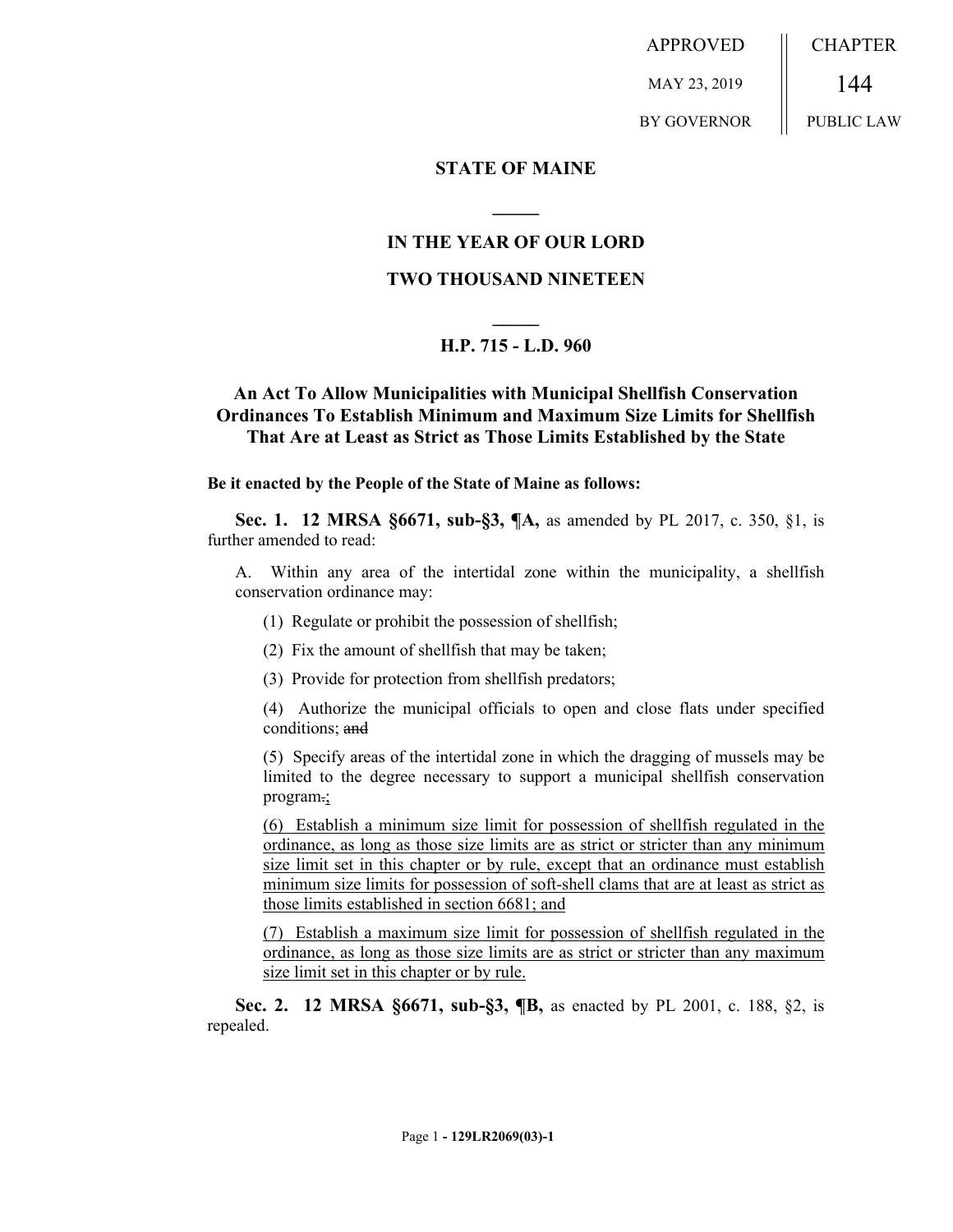APPROVED | CHAPTER
--- | ---
MAY 23, 2019 | 144
BY GOVERNOR | PUBLIC LAW

## STATE OF MAINE

## IN THE YEAR OF OUR LORD

## TWO THOUSAND NINETEEN

## H.P. 715 - L.D. 960

### An Act To Allow Municipalities with Municipal Shellfish Conservation Ordinances To Establish Minimum and Maximum Size Limits for Shellfish That Are at Least as Strict as Those Limits Established by the State

**Be it enacted by the People of the State of Maine as follows:**

**Sec. 1. 12 MRSA §6671, sub-§3, ¶A,** as amended by PL 2017, c. 350, §1, is further amended to read:

A. Within any area of the intertidal zone within the municipality, a shellfish conservation ordinance may:

(1) Regulate or prohibit the possession of shellfish;

(2) Fix the amount of shellfish that may be taken;

(3) Provide for protection from shellfish predators;

(4) Authorize the municipal officials to open and close flats under specified conditions; ~~and~~

(5) Specify areas of the intertidal zone in which the dragging of mussels may be limited to the degree necessary to support a municipal shellfish conservation program~~.~~<u>;</u>

<u>(6) Establish a minimum size limit for possession of shellfish regulated in the ordinance, as long as those size limits are as strict or stricter than any minimum size limit set in this chapter or by rule, except that an ordinance must establish minimum size limits for possession of soft-shell clams that are at least as strict as those limits established in section 6681; and</u>

<u>(7) Establish a maximum size limit for possession of shellfish regulated in the ordinance, as long as those size limits are as strict or stricter than any maximum size limit set in this chapter or by rule.</u>

**Sec. 2. 12 MRSA §6671, sub-§3, ¶B,** as enacted by PL 2001, c. 188, §2, is repealed.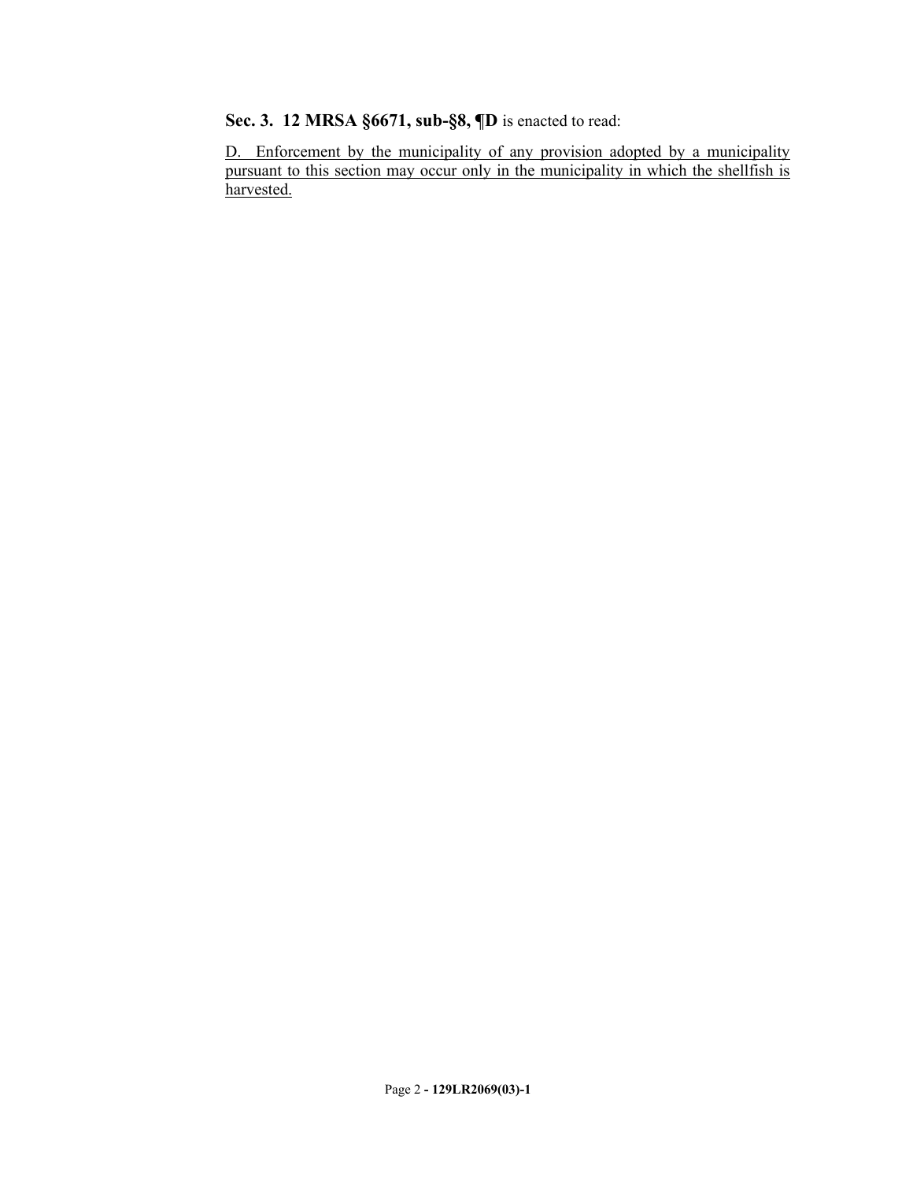**Sec. 3. 12 MRSA §6671, sub-§8, ¶D** is enacted to read:

D. Enforcement by the municipality of any provision adopted by a municipality pursuant to this section may occur only in the municipality in which the shellfish is harvested.